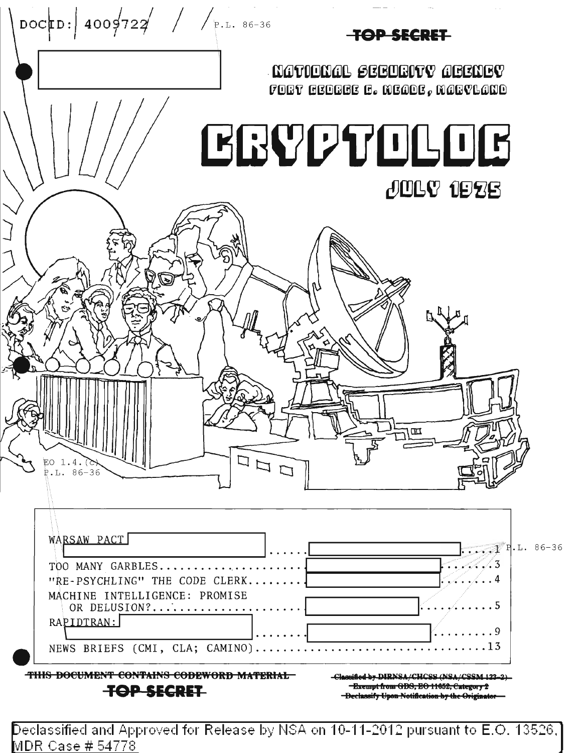DOCID: 4009722 P.L. 86-36

~~TOP SECRET~~

NATIONAL SECURITY AGENCY
FORT GEORGE G. MEADE, MARYLAND

# CRYPTOLOG

## JULY 1975

EO 1.4.(c)
P.L. 86-36

| | |
|---|---|
| WARSAW PACT [redacted] ...... [redacted] | 1 |
| TOO MANY GARBLES.................... [redacted] | 3 |
| "RE-PSYCHLING" THE CODE CLERK........ [redacted] | 4 |
| MACHINE INTELLIGENCE: PROMISE OR DELUSION?.................... [redacted] | 5 |
| RAPIDTRAN: [redacted] ...... [redacted] | 9 |
| NEWS BRIEFS (CMI, CLA; CAMINO)................................ | 13 |

P.L. 86-36

~~THIS DOCUMENT CONTAINS CODEWORD MATERIAL~~

~~TOP SECRET~~

~~Classified by DIRNSA/CHCSS (NSA/CSSM 123-2)~~
~~Exempt from GDS, EO 11652, Category 2~~
~~Declassify Upon Notification by the Originator~~

Declassified and Approved for Release by NSA on 10-11-2012 pursuant to E.O. 13526, MDR Case # 54778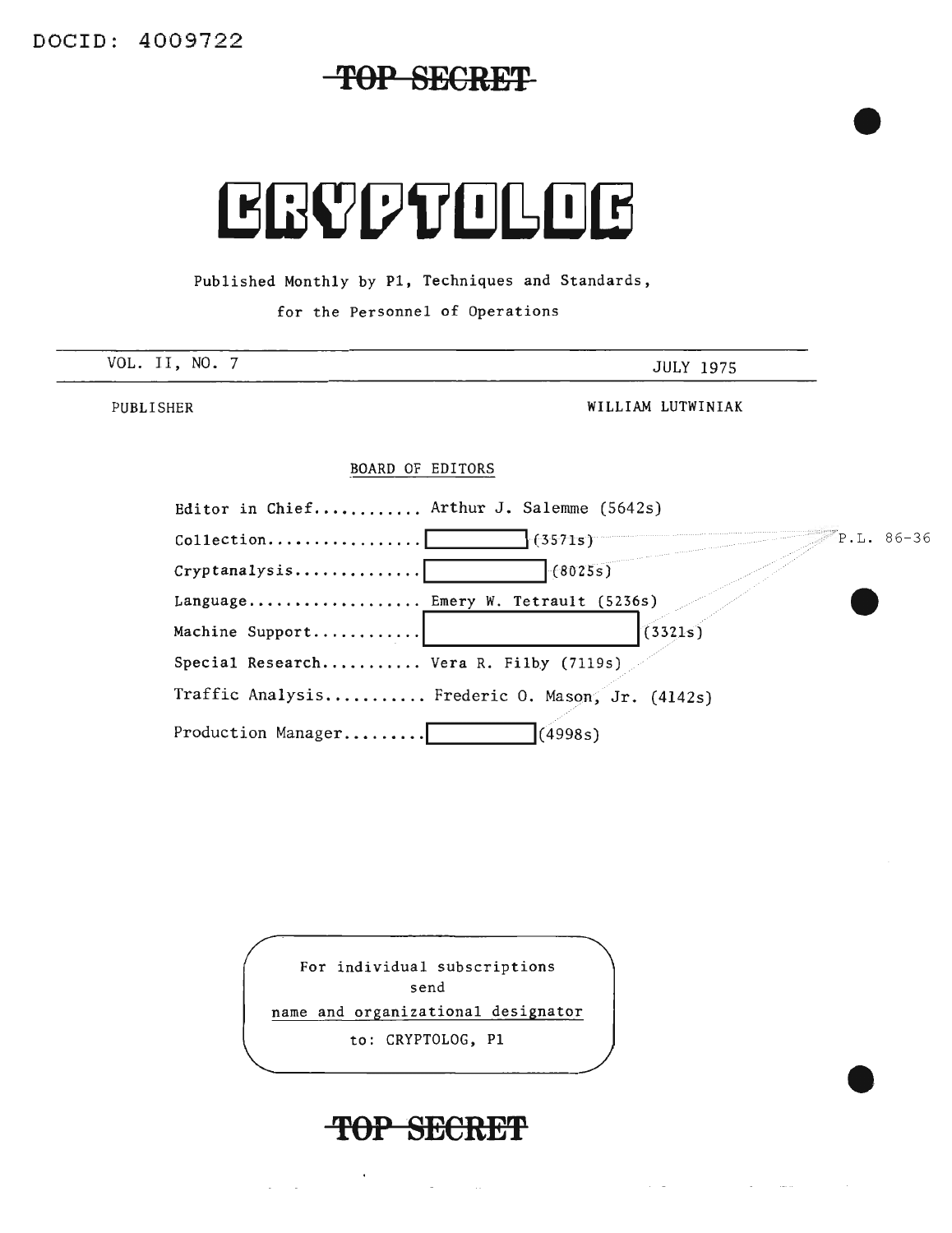DOCID: 4009722

TOP SECRET

# CRYPTOLOG

Published Monthly by P1, Techniques and Standards,

for the Personnel of Operations

VOL. II, NO. 7 JULY 1975

PUBLISHER WILLIAM LUTWINIAK

BOARD OF EDITORS

Editor in Chief........... Arthur J. Salemme (5642s)

Collection................ [ ] (3571s)

Cryptanalysis............. [ ] (8025s)

Language.................. Emery W. Tetrault (5236s)

Machine Support........... [ ] (3321s)

Special Research.......... Vera R. Filby (7119s)

Traffic Analysis.......... Frederic O. Mason, Jr. (4142s)

Production Manager........ [ ] (4998s)

P.L. 86-36

For individual subscriptions
send
name and organizational designator
to: CRYPTOLOG, P1

TOP SECRET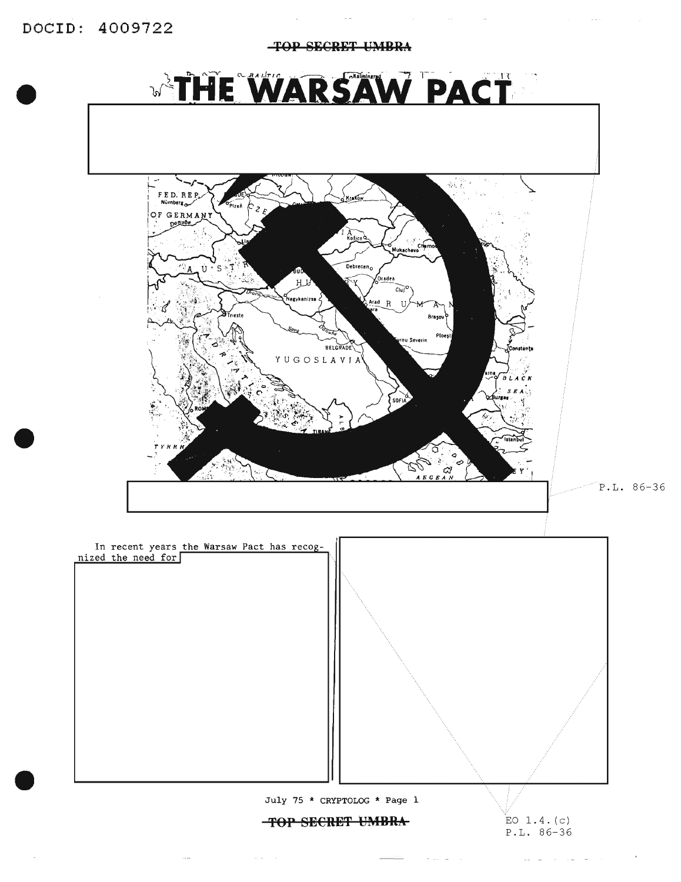# THE WARSAW PACT

In recent years the Warsaw Pact has recognized the need for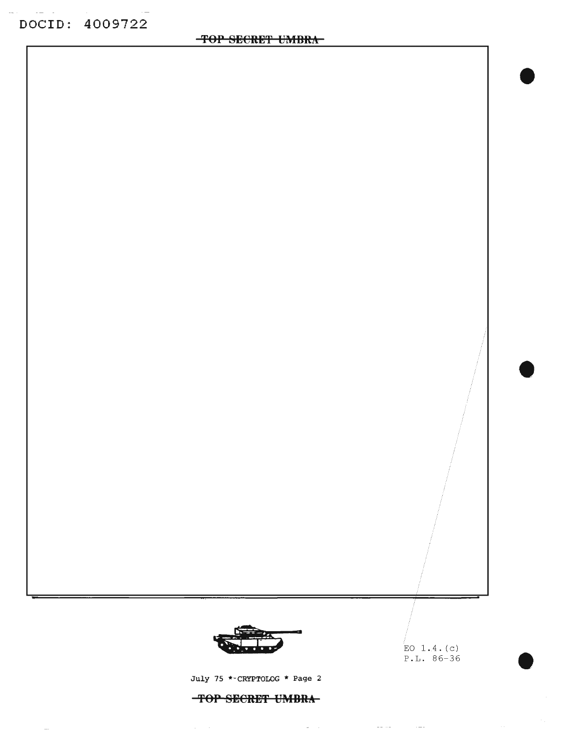EO 1.4.(c)
P.L. 86-36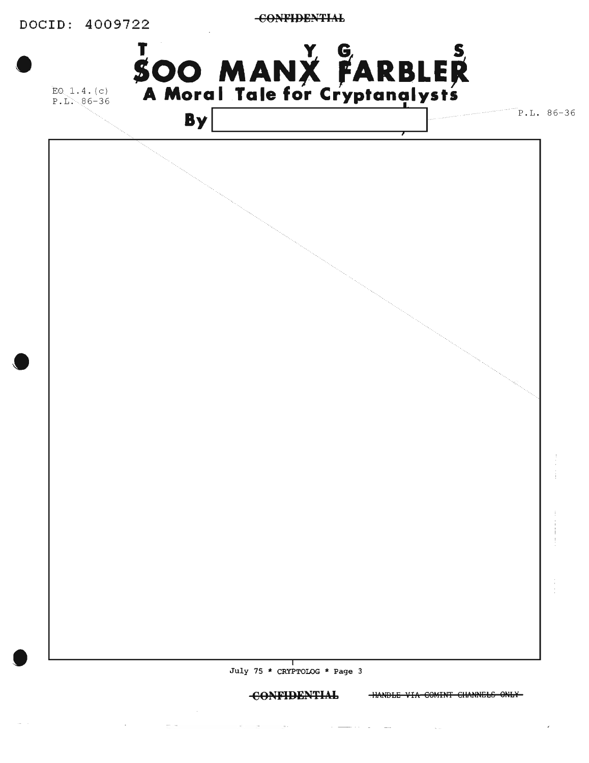CONFIDENTIAL

# SOO MANX FARBLER

(Handwritten corrections above the title letters: T over S, Y over X, G over F, S over R — i.e., "TOO MANY GARBLES")

## A Moral Tale for Cryptanalysts

By [redacted]

EO 1.4.(c)
P.L. 86-36

P.L. 86-36

CONFIDENTIAL HANDLE VIA COMINT CHANNELS ONLY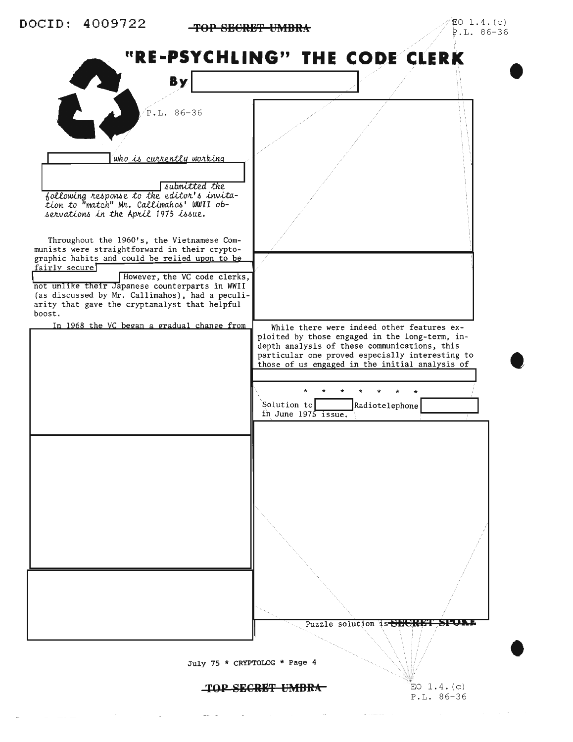# "RE-PSYCHLING" THE CODE CLERK

By

*who is currently working submitted the following response to the editor's invitation to "match" Mr. Callimahos' WWII observations in the April 1975 issue.*

Throughout the 1960's, the Vietnamese Communists were straightforward in their cryptographic habits and could be relied upon to be fairly secure. However, the VC code clerks, not unlike their Japanese counterparts in WWII (as discussed by Mr. Callimahos), had a peculiarity that gave the cryptanalyst that helpful boost.

In 1968 the VC began a gradual change from

While there were indeed other features exploited by those engaged in the long-term, in-depth analysis of these communications, this particular one proved especially interesting to those of us engaged in the initial analysis of

\* \* \* \* \* \* \* \*

Solution to Radiotelephone in June 1975 issue.

Puzzle solution is SECRET SPOKE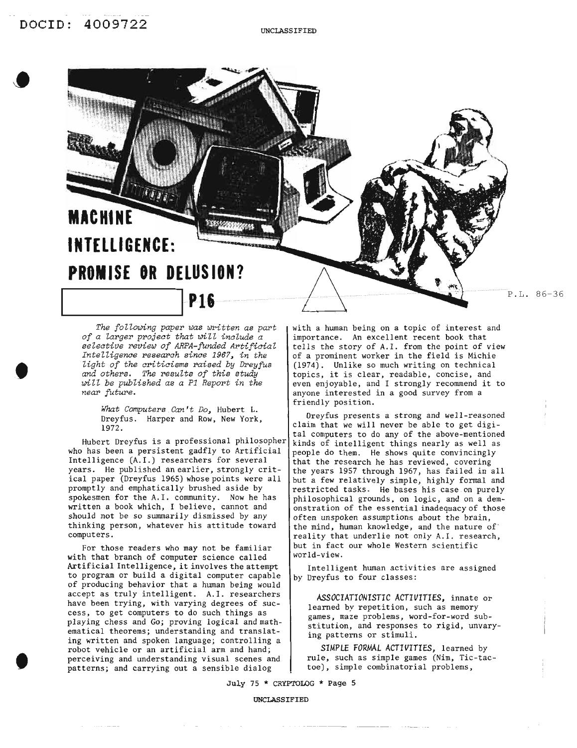# MACHINE INTELLIGENCE: PROMISE OR DELUSION?

P16

P.L. 86-36

*The following paper was written as part of a larger project that will include a selective review of ARPA-funded Artificial Intelligence research since 1967, in the light of the criticisms raised by Dreyfus and others. The results of this study will be published as a P1 Report in the near future.*

> *What Computers Can't Do*, Hubert L. Dreyfus. Harper and Row, New York, 1972.

Hubert Dreyfus is a professional philosopher who has been a persistent gadfly to Artificial Intelligence (A.I.) researchers for several years. He published an earlier, strongly critical paper (Dreyfus 1965) whose points were all promptly and emphatically brushed aside by spokesmen for the A.I. community. Now he has written a book which, I believe, cannot and should not be so summarily dismissed by any thinking person, whatever his attitude toward computers.

For those readers who may not be familiar with that branch of computer science called Artificial Intelligence, it involves the attempt to program or build a digital computer capable of producing behavior that a human being would accept as truly intelligent. A.I. researchers have been trying, with varying degrees of success, to get computers to do such things as playing chess and Go; proving logical and mathematical theorems; understanding and translating written and spoken language; controlling a robot vehicle or an artificial arm and hand; perceiving and understanding visual scenes and patterns; and carrying out a sensible dialog with a human being on a topic of interest and importance. An excellent recent book that tells the story of A.I. from the point of view of a prominent worker in the field is Michie (1974). Unlike so much writing on technical topics, it is clear, readable, concise, and even enjoyable, and I strongly recommend it to anyone interested in a good survey from a friendly position.

Dreyfus presents a strong and well-reasoned claim that we will never be able to get digital computers to do any of the above-mentioned kinds of intelligent things nearly as well as people do them. He shows quite convincingly that the research he has reviewed, covering the years 1957 through 1967, has failed in all but a few relatively simple, highly formal and restricted tasks. He bases his case on purely philosophical grounds, on logic, and on a demonstration of the essential inadequacy of those often unspoken assumptions about the brain, the mind, human knowledge, and the nature of reality that underlie not only A.I. research, but in fact our whole Western scientific world-view.

Intelligent human activities are assigned by Dreyfus to four classes:

> *ASSOCIATIONISTIC ACTIVITIES*, innate or learned by repetition, such as memory games, maze problems, word-for-word substitution, and responses to rigid, unvarying patterns or stimuli.
>
> *SIMPLE FORMAL ACTIVITIES*, learned by rule, such as simple games (Nim, Tic-tac-toe), simple combinatorial problems,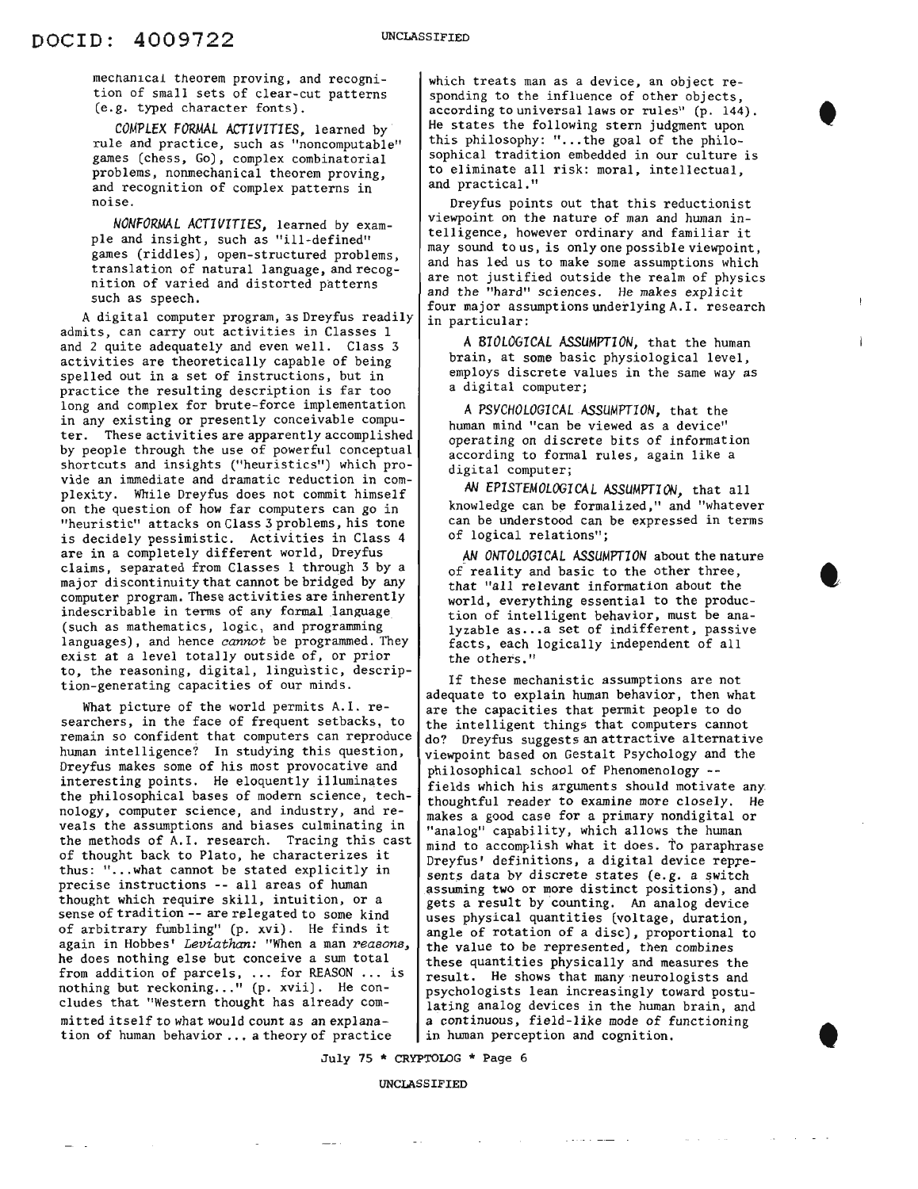mechanical theorem proving, and recognition of small sets of clear-cut patterns (e.g. typed character fonts).

*COMPLEX FORMAL ACTIVITIES,* learned by rule and practice, such as "noncomputable" games (chess, Go), complex combinatorial problems, nonmechanical theorem proving, and recognition of complex patterns in noise.

*NONFORMAL ACTIVITIES,* learned by example and insight, such as "ill-defined" games (riddles), open-structured problems, translation of natural language, and recognition of varied and distorted patterns such as speech.

A digital computer program, as Dreyfus readily admits, can carry out activities in Classes 1 and 2 quite adequately and even well. Class 3 activities are theoretically capable of being spelled out in a set of instructions, but in practice the resulting description is far too long and complex for brute-force implementation in any existing or presently conceivable computer. These activities are apparently accomplished by people through the use of powerful conceptual shortcuts and insights ("heuristics") which provide an immediate and dramatic reduction in complexity. While Dreyfus does not commit himself on the question of how far computers can go in "heuristic" attacks on Class 3 problems, his tone is decidely pessimistic. Activities in Class 4 are in a completely different world, Dreyfus claims, separated from Classes 1 through 3 by a major discontinuity that cannot be bridged by any computer program. These activities are inherently indescribable in terms of any formal language (such as mathematics, logic, and programming languages), and hence *cannot* be programmed. They exist at a level totally outside of, or prior to, the reasoning, digital, linguistic, description-generating capacities of our minds.

What picture of the world permits A.I. researchers, in the face of frequent setbacks, to remain so confident that computers can reproduce human intelligence? In studying this question, Dreyfus makes some of his most provocative and interesting points. He eloquently illuminates the philosophical bases of modern science, technology, computer science, and industry, and reveals the assumptions and biases culminating in the methods of A.I. research. Tracing this cast of thought back to Plato, he characterizes it thus: "...what cannot be stated explicitly in precise instructions -- all areas of human thought which require skill, intuition, or a sense of tradition -- are relegated to some kind of arbitrary fumbling" (p. xvi). He finds it again in Hobbes' *Leviathan:* "When a man *reasons*, he does nothing else but conceive a sum total from addition of parcels, ... for REASON ... is nothing but reckoning..." (p. xvii). He concludes that "Western thought has already committed itself to what would count as an explanation of human behavior ... a theory of practice which treats man as a device, an object responding to the influence of other objects, according to universal laws or rules" (p. 144). He states the following stern judgment upon this philosophy: "...the goal of the philosophical tradition embedded in our culture is to eliminate all risk: moral, intellectual, and practical."

Dreyfus points out that this reductionist viewpoint on the nature of man and human intelligence, however ordinary and familiar it may sound to us, is only one possible viewpoint, and has led us to make some assumptions which are not justified outside the realm of physics and the "hard" sciences. He makes explicit four major assumptions underlying A.I. research in particular:

*A BIOLOGICAL ASSUMPTION,* that the human brain, at some basic physiological level, employs discrete values in the same way as a digital computer;

*A PSYCHOLOGICAL ASSUMPTION,* that the human mind "can be viewed as a device" operating on discrete bits of information according to formal rules, again like a digital computer;

*AN EPISTEMOLOGICAL ASSUMPTION,* that all knowledge can be formalized," and "whatever can be understood can be expressed in terms of logical relations";

*AN ONTOLOGICAL ASSUMPTION* about the nature of reality and basic to the other three, that "all relevant information about the world, everything essential to the production of intelligent behavior, must be analyzable as...a set of indifferent, passive facts, each logically independent of all the others."

If these mechanistic assumptions are not adequate to explain human behavior, then what are the capacities that permit people to do the intelligent things that computers cannot do? Dreyfus suggests an attractive alternative viewpoint based on Gestalt Psychology and the philosophical school of Phenomenology -- fields which his arguments should motivate any thoughtful reader to examine more closely. He makes a good case for a primary nondigital or "analog" capability, which allows the human mind to accomplish what it does. To paraphrase Dreyfus' definitions, a digital device represents data by discrete states (e.g. a switch assuming two or more distinct positions), and gets a result by counting. An analog device uses physical quantities (voltage, duration, angle of rotation of a disc), proportional to the value to be represented, then combines these quantities physically and measures the result. He shows that many neurologists and psychologists lean increasingly toward postulating analog devices in the human brain, and a continuous, field-like mode of functioning in human perception and cognition.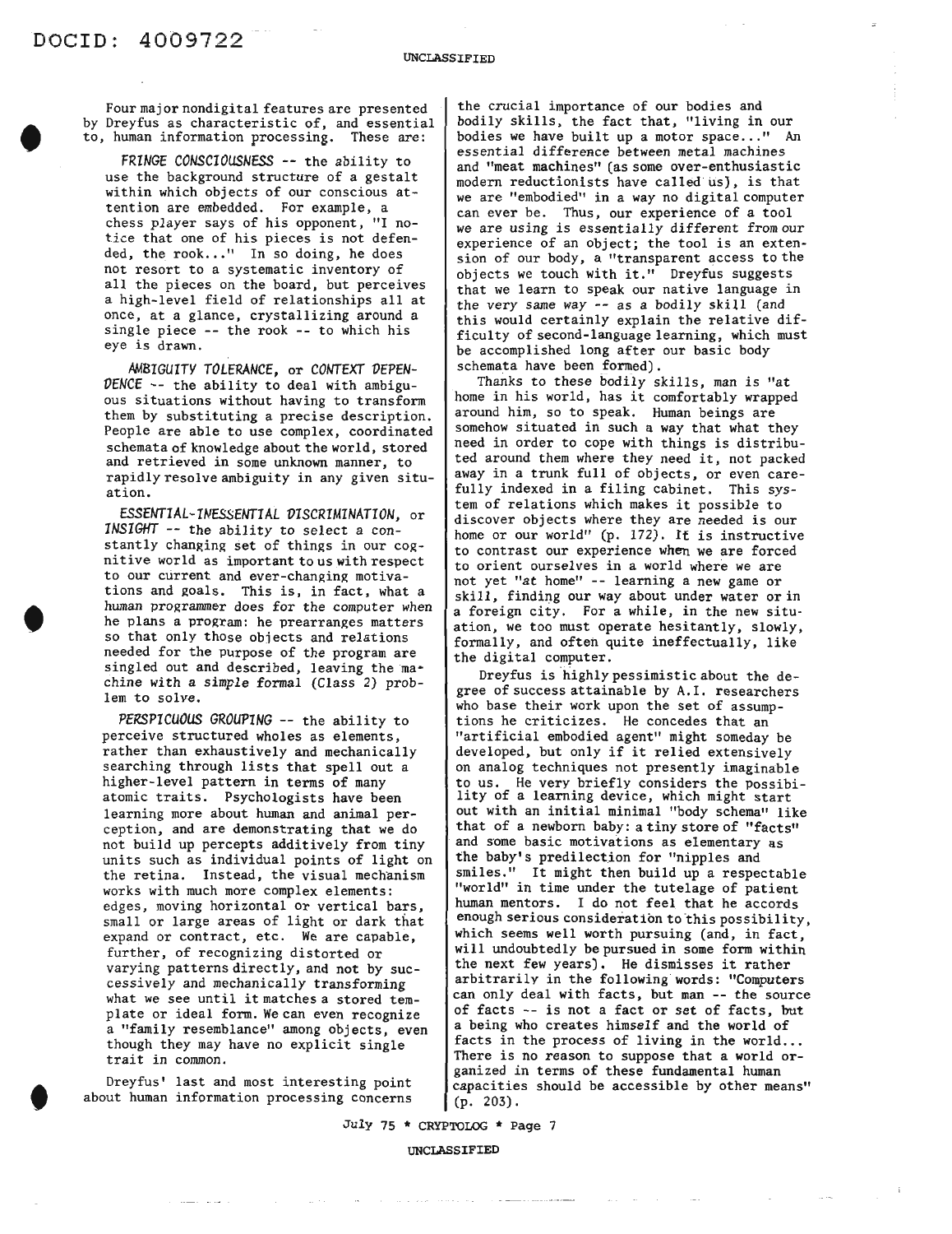Four major nondigital features are presented by Dreyfus as characteristic of, and essential to, human information processing. These are:

*FRINGE CONSCIOUSNESS* -- the ability to use the background structure of a gestalt within which objects of our conscious attention are embedded. For example, a chess player says of his opponent, "I notice that one of his pieces is not defended, the rook..." In so doing, he does not resort to a systematic inventory of all the pieces on the board, but perceives a high-level field of relationships all at once, at a glance, crystallizing around a single piece -- the rook -- to which his eye is drawn.

*AMBIGUITY TOLERANCE*, or *CONTEXT DEPENDENCE* -- the ability to deal with ambiguous situations without having to transform them by substituting a precise description. People are able to use complex, coordinated schemata of knowledge about the world, stored and retrieved in some unknown manner, to rapidly resolve ambiguity in any given situation.

*ESSENTIAL-INESSENTIAL DISCRIMINATION*, or *INSIGHT* -- the ability to select a constantly changing set of things in our cognitive world as important to us with respect to our current and ever-changing motivations and goals. This is, in fact, what a human programmer does for the computer when he plans a program: he prearranges matters so that only those objects and relations needed for the purpose of the program are singled out and described, leaving the machine with a *simple formal* (Class 2) problem to solve.

*PERSPICUOUS GROUPING* -- the ability to perceive structured wholes as elements, rather than exhaustively and mechanically searching through lists that spell out a higher-level pattern in terms of many atomic traits. Psychologists have been learning more about human and animal perception, and are demonstrating that we do not build up percepts additively from tiny units such as individual points of light on the retina. Instead, the visual mechanism works with much more complex elements: edges, moving horizontal or vertical bars, small or large areas of light or dark that expand or contract, etc. We are capable, further, of recognizing distorted or varying patterns directly, and not by successively and mechanically transforming what we see until it matches a stored template or ideal form. We can even recognize a "family resemblance" among objects, even though they may have no explicit single trait in common.

Dreyfus' last and most interesting point about human information processing concerns the crucial importance of our bodies and bodily skills, the fact that, "living in our bodies we have built up a motor space..." An essential difference between metal machines and "meat machines" (as some over-enthusiastic modern reductionists have called us), is that we are "embodied" in a way no digital computer can ever be. Thus, our experience of a tool we are using is essentially different from our experience of an object; the tool is an extension of our body, a "transparent access to the objects we touch with it." Dreyfus suggests that we learn to speak our native language in *the very same way* -- as a bodily skill (and this would certainly explain the relative difficulty of second-language learning, which must be accomplished long after our basic body schemata have been formed).

Thanks to these bodily skills, man is "at home in his world, has it comfortably wrapped around him, so to speak. Human beings are somehow situated in such a way that what they need in order to cope with things is distributed around them where they need it, not packed away in a trunk full of objects, or even carefully indexed in a filing cabinet. This system of relations which makes it possible to discover objects where they are needed is our home or our world" (p. 172). It is instructive to contrast our experience when we are forced to orient ourselves in a world where we are not yet "at home" -- learning a new game or skill, finding our way about under water or in a foreign city. For a while, in the new situation, we too must operate hesitantly, slowly, formally, and often quite ineffectually, like the digital computer.

Dreyfus is highly pessimistic about the degree of success attainable by A.I. researchers who base their work upon the set of assumptions he criticizes. He concedes that an "artificial embodied agent" might someday be developed, but only if it relied extensively on analog techniques not presently imaginable to us. He very briefly considers the possibility of a learning device, which might start out with an initial minimal "body schema" like that of a newborn baby: a tiny store of "facts" and some basic motivations as elementary as the baby's predilection for "nipples and smiles." It might then build up a respectable "world" in time under the tutelage of patient human mentors. I do not feel that he accords enough serious consideration to this possibility, which seems well worth pursuing (and, in fact, will undoubtedly be pursued in some form within the next few years). He dismisses it rather arbitrarily in the following words: "Computers can only deal with facts, but man -- the source of facts -- is not a fact or set of facts, but a being who creates himself and the world of facts in the process of living in the world... There is no reason to suppose that a world organized in terms of these fundamental human capacities should be accessible by other means" (p. 203).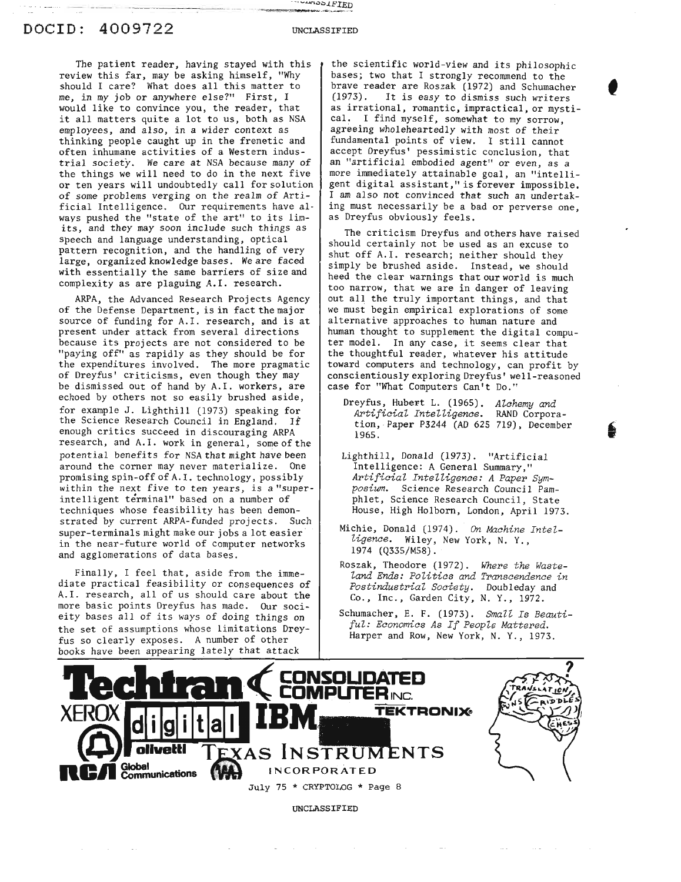The patient reader, having stayed with this review this far, may be asking himself, "Why should I care? What does all this matter to me, in my job or anywhere else?" First, I would like to convince you, the reader, that it all matters quite a lot to us, both as NSA employees, and also, in a wider context as thinking people caught up in the frenetic and often inhumane activities of a Western industrial society. We care at NSA because many of the things we will need to do in the next five or ten years will undoubtedly call for solution of some problems verging on the realm of Artificial Intelligence. Our requirements have always pushed the "state of the art" to its limits, and they may soon include such things as speech and language understanding, optical pattern recognition, and the handling of very large, organized knowledge bases. We are faced with essentially the same barriers of size and complexity as are plaguing A.I. research.

ARPA, the Advanced Research Projects Agency of the Defense Department, is in fact the major source of funding for A.I. research, and is at present under attack from several directions because its projects are not considered to be "paying off" as rapidly as they should be for the expenditures involved. The more pragmatic of Dreyfus' criticisms, even though they may be dismissed out of hand by A.I. workers, are echoed by others not so easily brushed aside, for example J. Lighthill (1973) speaking for the Science Research Council in England. If enough critics succeed in discouraging ARPA research, and A.I. work in general, some of the potential benefits for NSA that might have been around the corner may never materialize. One promising spin-off of A.I. technology, possibly within the next five to ten years, is a "super-intelligent terminal" based on a number of techniques whose feasibility has been demonstrated by current ARPA-funded projects. Such super-terminals might make our jobs a lot easier in the near-future world of computer networks and agglomerations of data bases.

Finally, I feel that, aside from the immediate practical feasibility or consequences of A.I. research, all of us should care about the more basic points Dreyfus has made. Our society bases all of its ways of doing things on the set of assumptions whose limitations Dreyfus so clearly exposes. A number of other books have been appearing lately that attack the scientific world-view and its philosophic bases; two that I strongly recommend to the brave reader are Roszak (1972) and Schumacher (1973). It is easy to dismiss such writers as irrational, romantic, impractical, or mystical. I find myself, somewhat to my sorrow, agreeing wholeheartedly with most of their fundamental points of view. I still cannot accept Dreyfus' pessimistic conclusion, that an "artificial embodied agent" or even, as a more immediately attainable goal, an "intelligent digital assistant," is forever impossible. I am also not convinced that such an undertaking must necessarily be a bad or perverse one, as Dreyfus obviously feels.

The criticism Dreyfus and others have raised should certainly not be used as an excuse to shut off A.I. research; neither should they simply be brushed aside. Instead, we should heed the clear warnings that our world is much too narrow, that we are in danger of leaving out all the truly important things, and that we must begin empirical explorations of some alternative approaches to human nature and human thought to supplement the digital computer model. In any case, it seems clear that the thoughtful reader, whatever his attitude toward computers and technology, can profit by conscientiously exploring Dreyfus' well-reasoned case for "What Computers Can't Do."

Dreyfus, Hubert L. (1965). *Alchemy and Artificial Intelligence.* RAND Corporation, Paper P3244 (AD 625 719), December 1965.

Lighthill, Donald (1973). "Artificial Intelligence: A General Summary," *Artificial Intelligence: A Paper Symposium.* Science Research Council Pamphlet, Science Research Council, State House, High Holborn, London, April 1973.

Michie, Donald (1974). *On Machine Intelligence.* Wiley, New York, N. Y., 1974 (Q335/M58).

Roszak, Theodore (1972). *Where the Wasteland Ends: Politics and Transcendence in Postindustrial Society.* Doubleday and Co., Inc., Garden City, N. Y., 1972.

Schumacher, E. F. (1973). *Small Is Beautiful: Economics As If People Mattered.* Harper and Row, New York, N. Y., 1973.

Techtran · Consolidated Computer Inc. · Xerox · digital · IBM · Tektronix · olivetti · Texas Instruments Incorporated · RCA Global Communications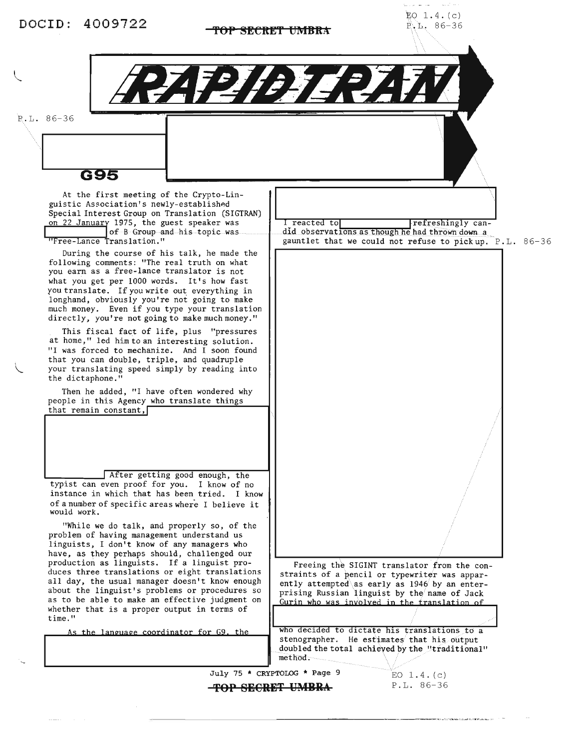# RAPIDTRAN

**G95**

At the first meeting of the Crypto-Linguistic Association's newly-established Special Interest Group on Translation (SIGTRAN) on 22 January 1975, the guest speaker was of B Group and his topic was "Free-Lance Translation."

During the course of his talk, he made the following comments: "The real truth on what you earn as a free-lance translator is not what you get per 1000 words. It's how fast you translate. If you write out everything in longhand, obviously you're not going to make much money. Even if you type your translation directly, you're not going to make much money."

This fiscal fact of life, plus "pressures at home," led him to an interesting solution. "I was forced to mechanize. And I soon found that you can double, triple, and quadruple your translating speed simply by reading into the dictaphone."

Then he added, "I have often wondered why people in this Agency who translate things that remain constant, After getting good enough, the typist can even proof for you. I know of no instance in which that has been tried. I know of a number of specific areas where I believe it would work.

"While we do talk, and properly so, of the problem of having management understand us linguists, I don't know of any managers who have, as they perhaps should, challenged our production as linguists. If a linguist produces three translations or eight translations all day, the usual manager doesn't know enough about the linguist's problems or procedures so as to be able to make an effective judgment on whether that is a proper output in terms of time."

As the language coordinator for G9, the

I reacted to refreshingly candid observations as though he had thrown down a gauntlet that we could not refuse to pick up.

Freeing the SIGINT translator from the constraints of a pencil or typewriter was apparently attempted as early as 1946 by an enterprising Russian linguist by the name of Jack Gurin who was involved in the translation of who decided to dictate his translations to a stenographer. He estimates his output doubled the total achieved by the "traditional" method.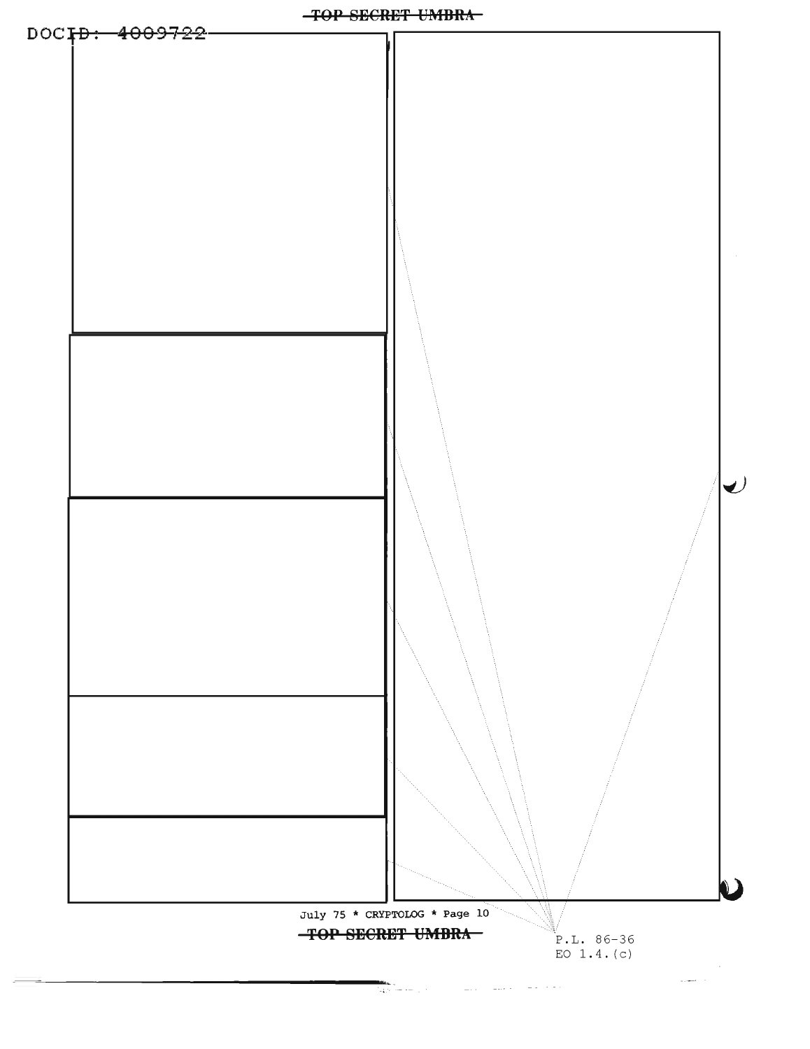P.L. 86-36
EO 1.4.(c)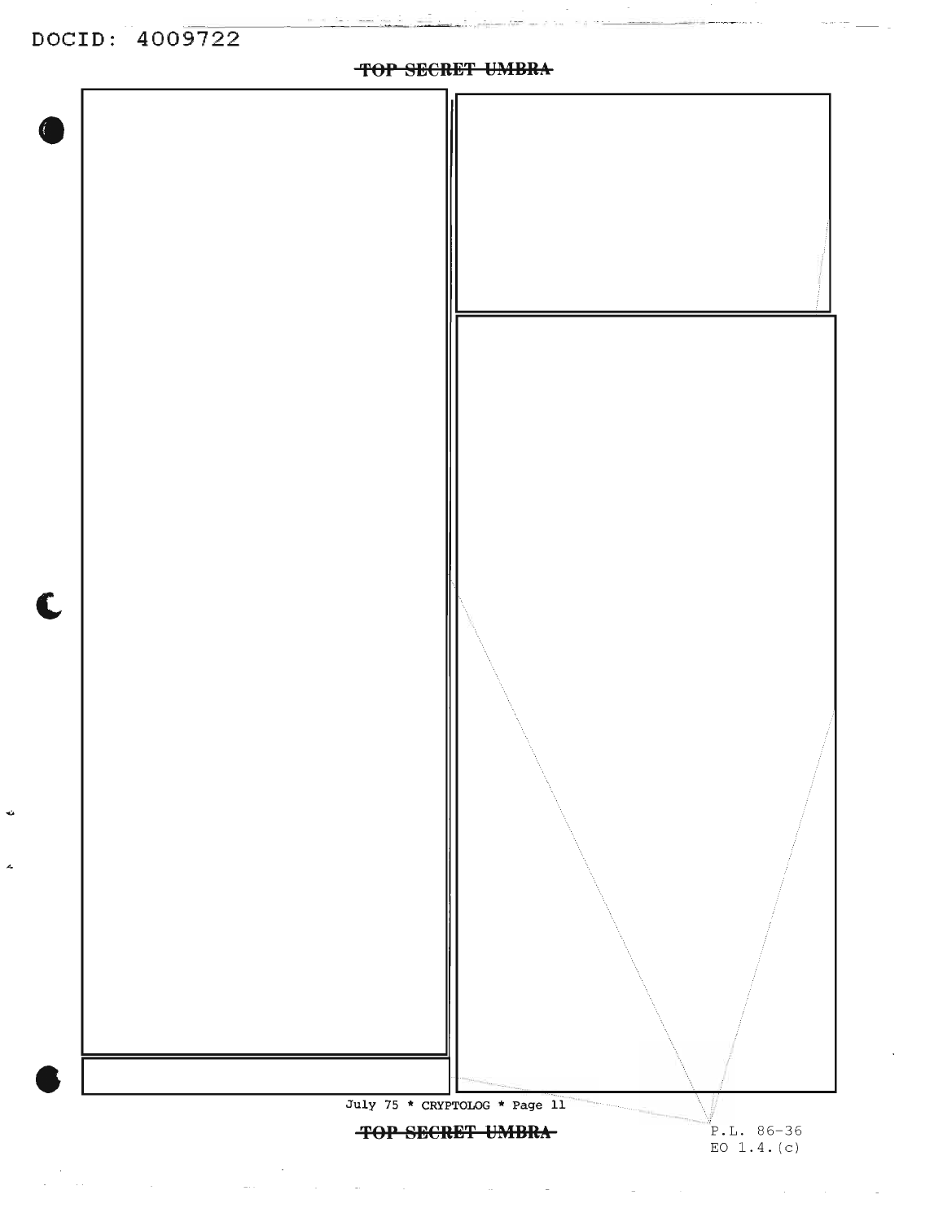TOP SECRET UMBRA

TOP SECRET UMBRA

P.L. 86-36
EO 1.4.(c)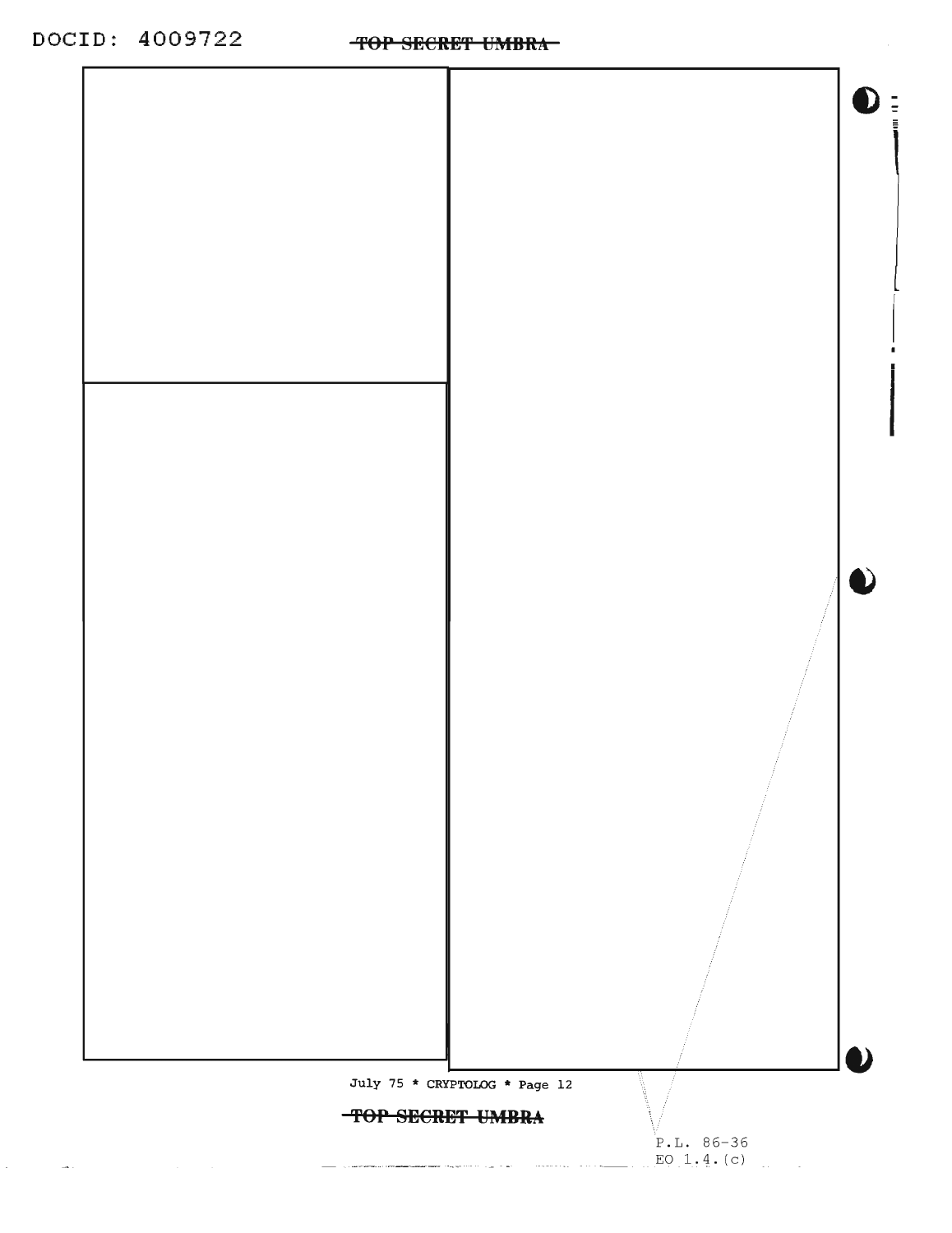P.L. 86-36
EO 1.4.(c)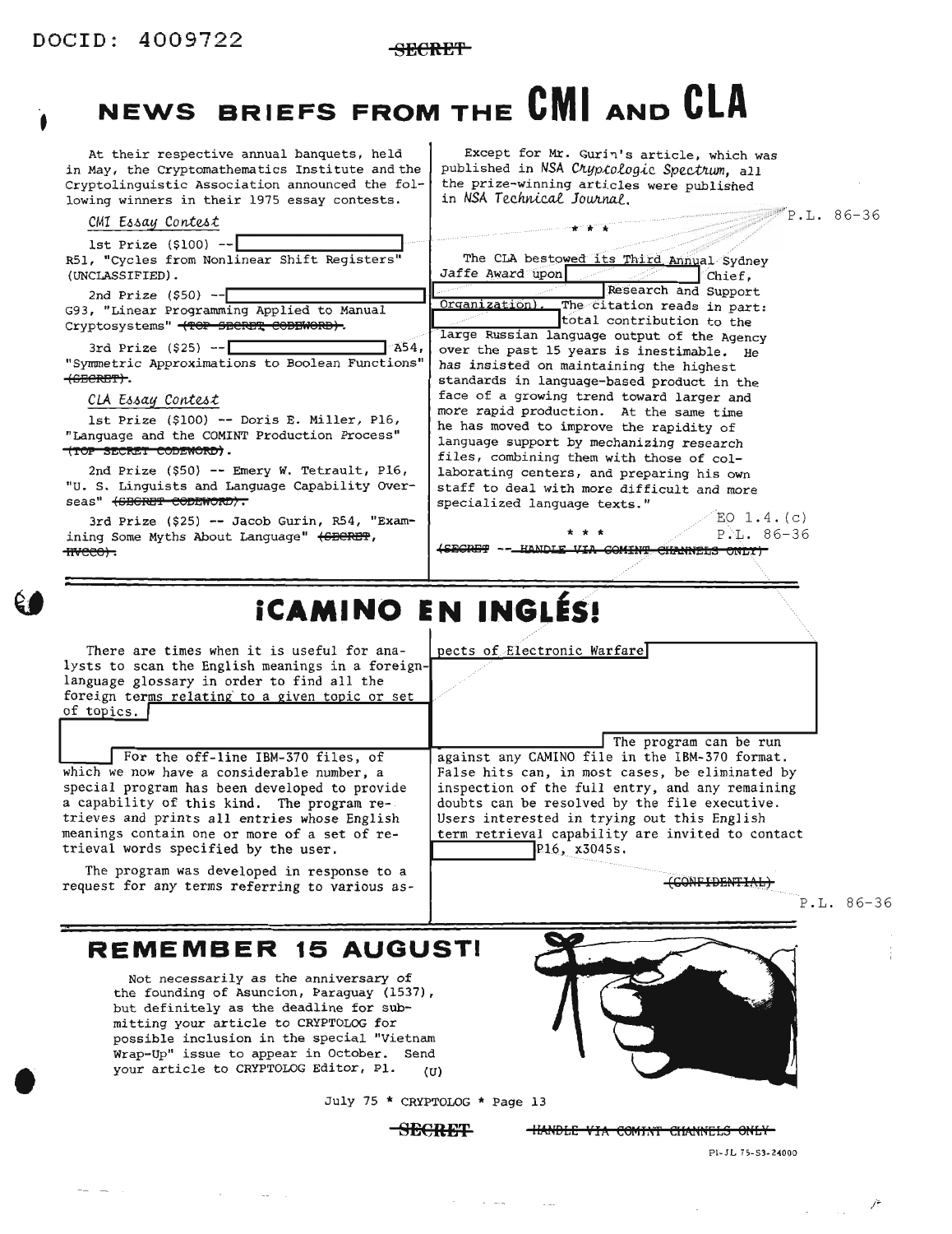DOCID: 4009722

SECRET

# NEWS BRIEFS FROM THE CMI AND CLA

At their respective annual banquets, held in May, the Cryptomathematics Institute and the Cryptolinguistic Association announced the following winners in their 1975 essay contests.

*CMI Essay Contest*

1st Prize ($100) -- [redacted] R51, "Cycles from Nonlinear Shift Registers" (UNCLASSIFIED).

2nd Prize ($50) -- [redacted] G93, "Linear Programming Applied to Manual Cryptosystems" ~~(TOP SECRET CODEWORD)~~.

3rd Prize ($25) -- [redacted] A54, "Symmetric Approximations to Boolean Functions" ~~(SECRET)~~.

*CLA Essay Contest*

1st Prize ($100) -- Doris E. Miller, P16, "Language and the COMINT Production Process" ~~(TOP SECRET CODEWORD)~~.

2nd Prize ($50) -- Emery W. Tetrault, P16, "U. S. Linguists and Language Capability Overseas" ~~(SECRET CODEWORD)~~.

3rd Prize ($25) -- Jacob Gurin, R54, "Examining Some Myths About Language" ~~(SECRET, HVCCO)~~.

Except for Mr. Gurin's article, which was published in NSA *Cryptologic Spectrum*, all the prize-winning articles were published in NSA *Technical Journal*.

P.L. 86-36

\* \* \*

The CLA bestowed its Third Annual Sydney Jaffe Award upon [redacted] Chief, [redacted] Research and Support Organization). The citation reads in part: [redacted] total contribution to the large Russian language output of the Agency over the past 15 years is inestimable. He has insisted on maintaining the highest standards in language-based product in the face of a growing trend toward larger and more rapid production. At the same time he has moved to improve the rapidity of language support by mechanizing research files, combining them with those of collaborating centers, and preparing his own staff to deal with more difficult and more specialized language texts."

EO 1.4.(c)
P.L. 86-36

\* \* \*

~~(SECRET -- HANDLE VIA COMINT CHANNELS ONLY)~~

# ¡CAMINO EN INGLÉS!

There are times when it is useful for analysts to scan the English meanings in a foreign-language glossary in order to find all the foreign terms relating to a given topic or set of topics. [redacted]

[redacted] For the off-line IBM-370 files, of which we now have a considerable number, a special program has been developed to provide a capability of this kind. The program retrieves and prints all entries whose English meanings contain one or more of a set of retrieval words specified by the user.

The program was developed in response to a request for any terms referring to various aspects of Electronic Warfare [redacted]

[redacted] The program can be run against any CAMINO file in the IBM-370 format. False hits can, in most cases, be eliminated by inspection of the full entry, and any remaining doubts can be resolved by the file executive. Users interested in trying out this English term retrieval capability are invited to contact [redacted] P16, x3045s.

~~(CONFIDENTIAL)~~

P.L. 86-36

## REMEMBER 15 AUGUST!

Not necessarily as the anniversary of the founding of Asuncion, Paraguay (1537), but definitely as the deadline for submitting your article to CRYPTOLOG for possible inclusion in the special "Vietnam Wrap-Up" issue to appear in October. Send your article to CRYPTOLOG Editor, P1. (U)

July 75 \* CRYPTOLOG \* Page 13

SECRET ~~HANDLE VIA COMINT CHANNELS ONLY~~

P1-JL 75-S3-24000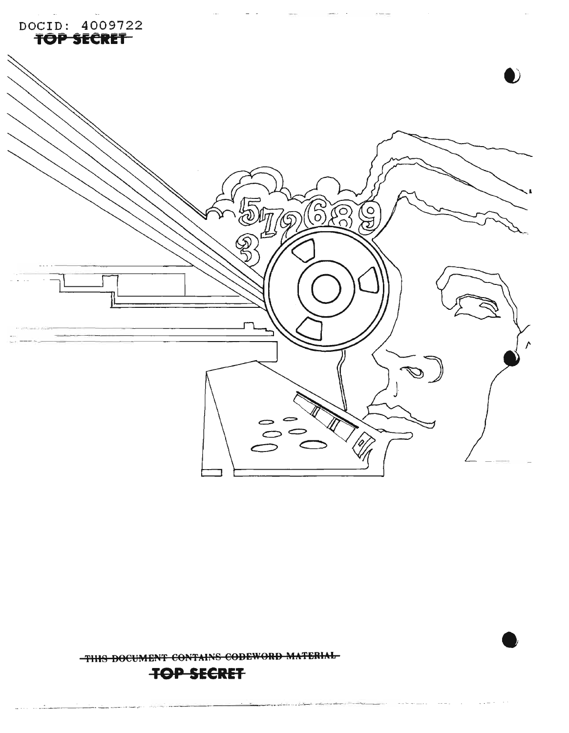DOCID: 4009722

~~TOP SECRET~~

~~THIS DOCUMENT CONTAINS CODEWORD MATERIAL~~

~~TOP SECRET~~